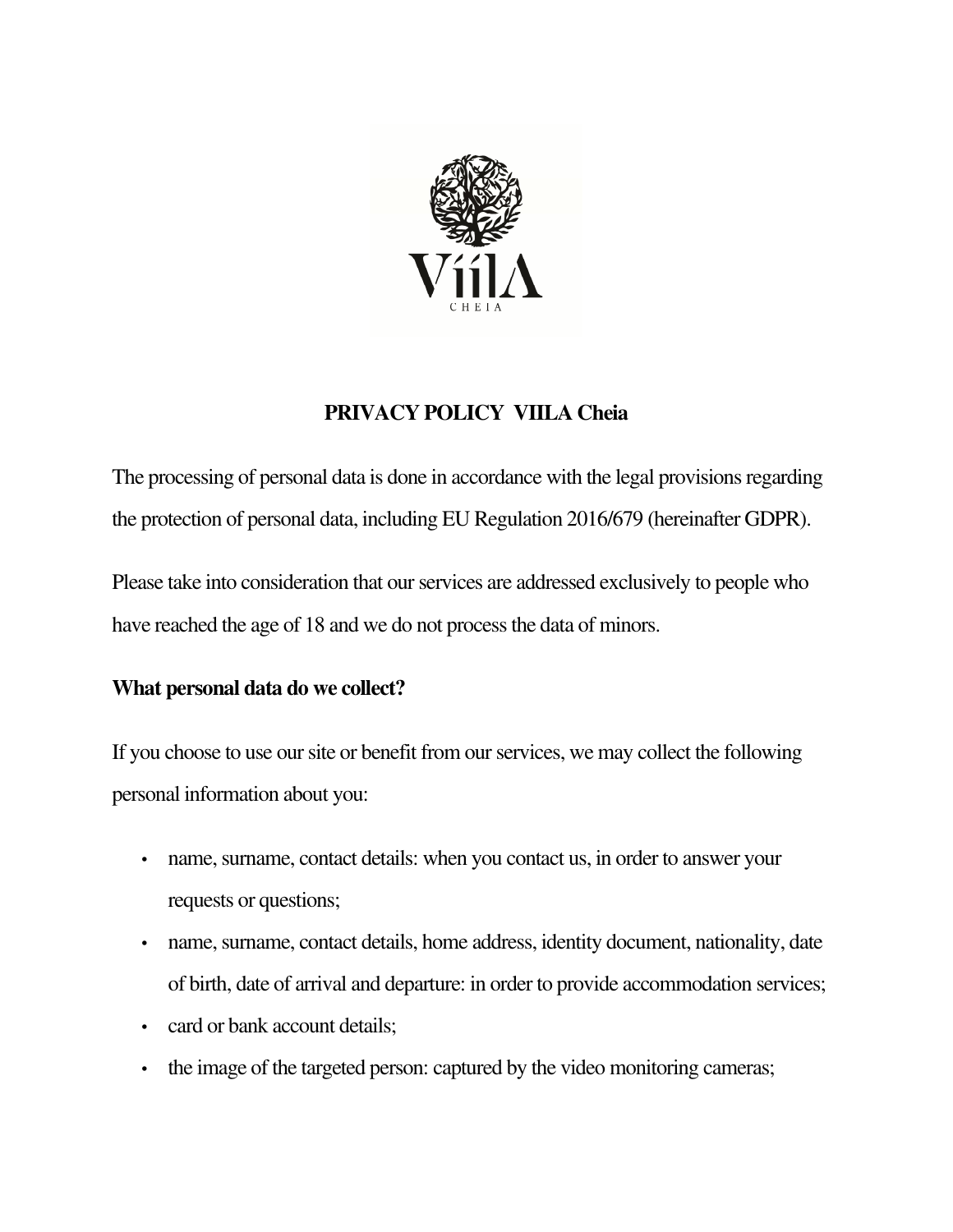# PRIVACY POLICY VIILA Cheia

The processing of personal data is done in accordance with the legal provisions regarding the protection of personal data, including EU Regulation 2016/679 (hereinafter GDPR).

Please take into consideration that our services are addressed exclusively to people who have reached the age of 18 and we do not process the data of minors.

## What personal data do we collect?

If you choose to use our site or benefit from our services, we may collect the following personal information about you:

- name, surname, contact details: when you contact us, in order to answer your requests or questions;
- name, surname, contact details, home address, identity document, nationality, date of birth, date of arrival and departure: in order to provide accommodation services;
- card or bank account details;
- the image of the targeted person: captured by the video monitoring cameras;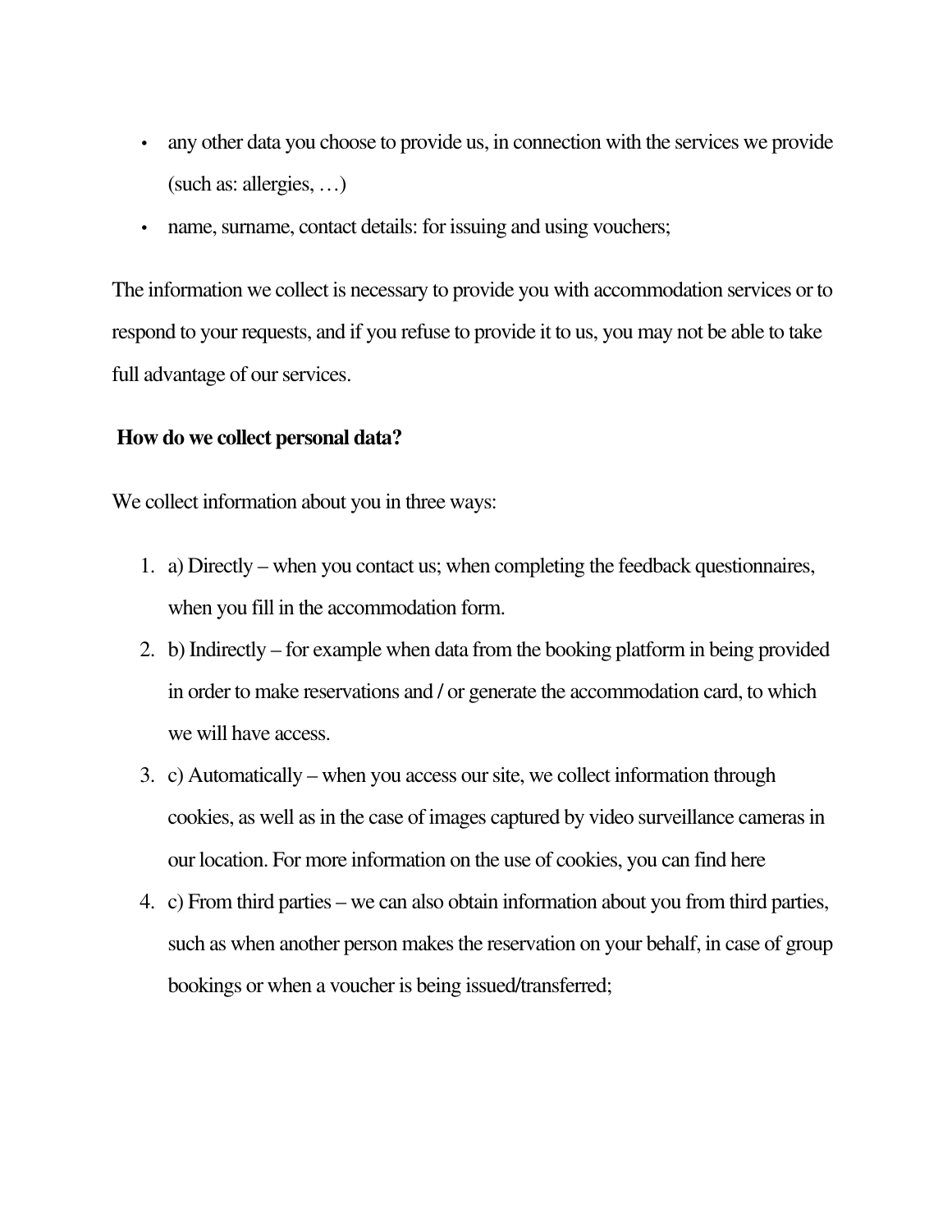- any other data you choose to provide us, in connection with the services we provide (such as: allergies, …)
- name, surname, contact details: for issuing and using vouchers;

The information we collect is necessary to provide you with accommodation services or to respond to your requests, and if you refuse to provide it to us, you may not be able to take full advantage of our services.

**How do we collect personal data?**

We collect information about you in three ways:

1. a) Directly – when you contact us; when completing the feedback questionnaires, when you fill in the accommodation form.
2. b) Indirectly – for example when data from the booking platform in being provided in order to make reservations and / or generate the accommodation card, to which we will have access.
3. c) Automatically – when you access our site, we collect information through cookies, as well as in the case of images captured by video surveillance cameras in our location. For more information on the use of cookies, you can find here
4. c) From third parties – we can also obtain information about you from third parties, such as when another person makes the reservation on your behalf, in case of group bookings or when a voucher is being issued/transferred;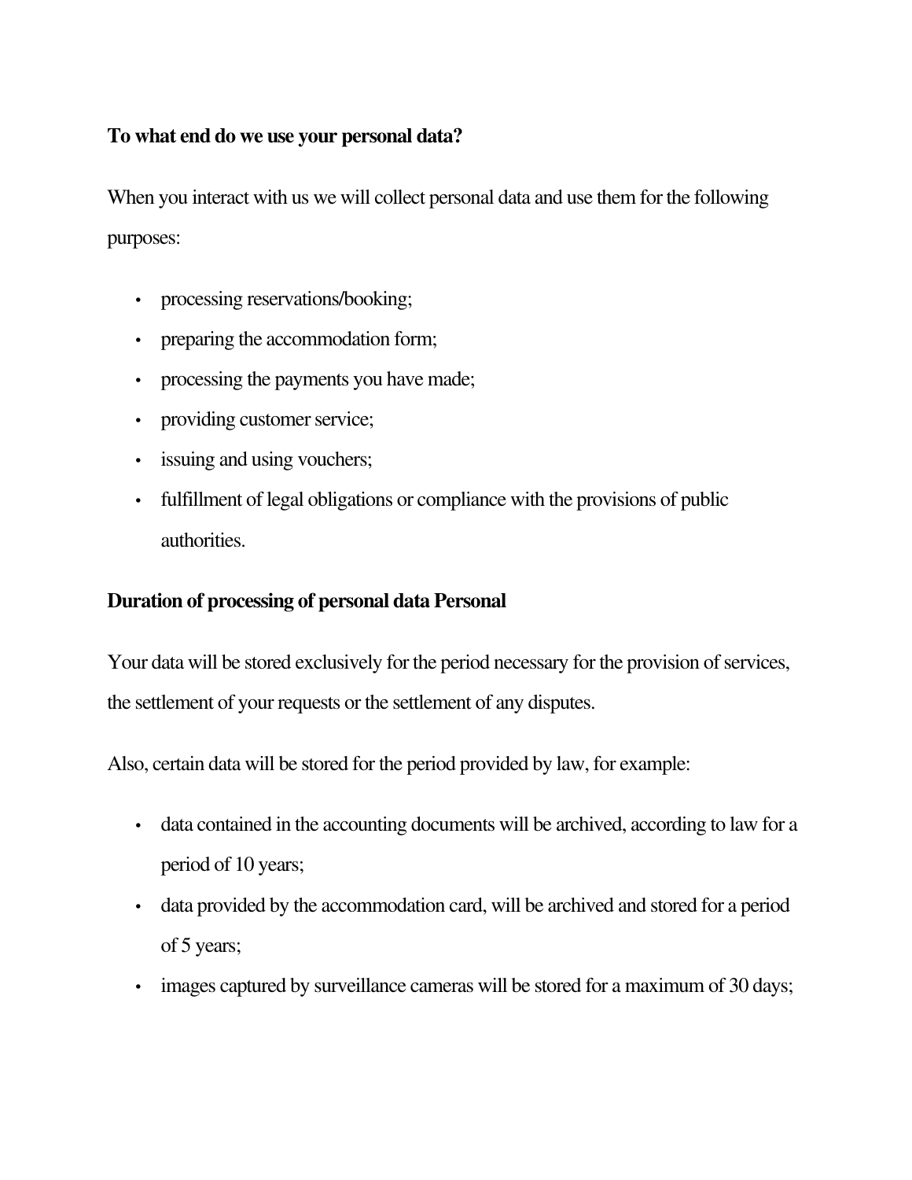**To what end do we use your personal data?**

When you interact with us we will collect personal data and use them for the following purposes:

- processing reservations/booking;
- preparing the accommodation form;
- processing the payments you have made;
- providing customer service;
- issuing and using vouchers;
- fulfillment of legal obligations or compliance with the provisions of public authorities.

**Duration of processing of personal data Personal**

Your data will be stored exclusively for the period necessary for the provision of services, the settlement of your requests or the settlement of any disputes.

Also, certain data will be stored for the period provided by law, for example:

- data contained in the accounting documents will be archived, according to law for a period of 10 years;
- data provided by the accommodation card, will be archived and stored for a period of 5 years;
- images captured by surveillance cameras will be stored for a maximum of 30 days;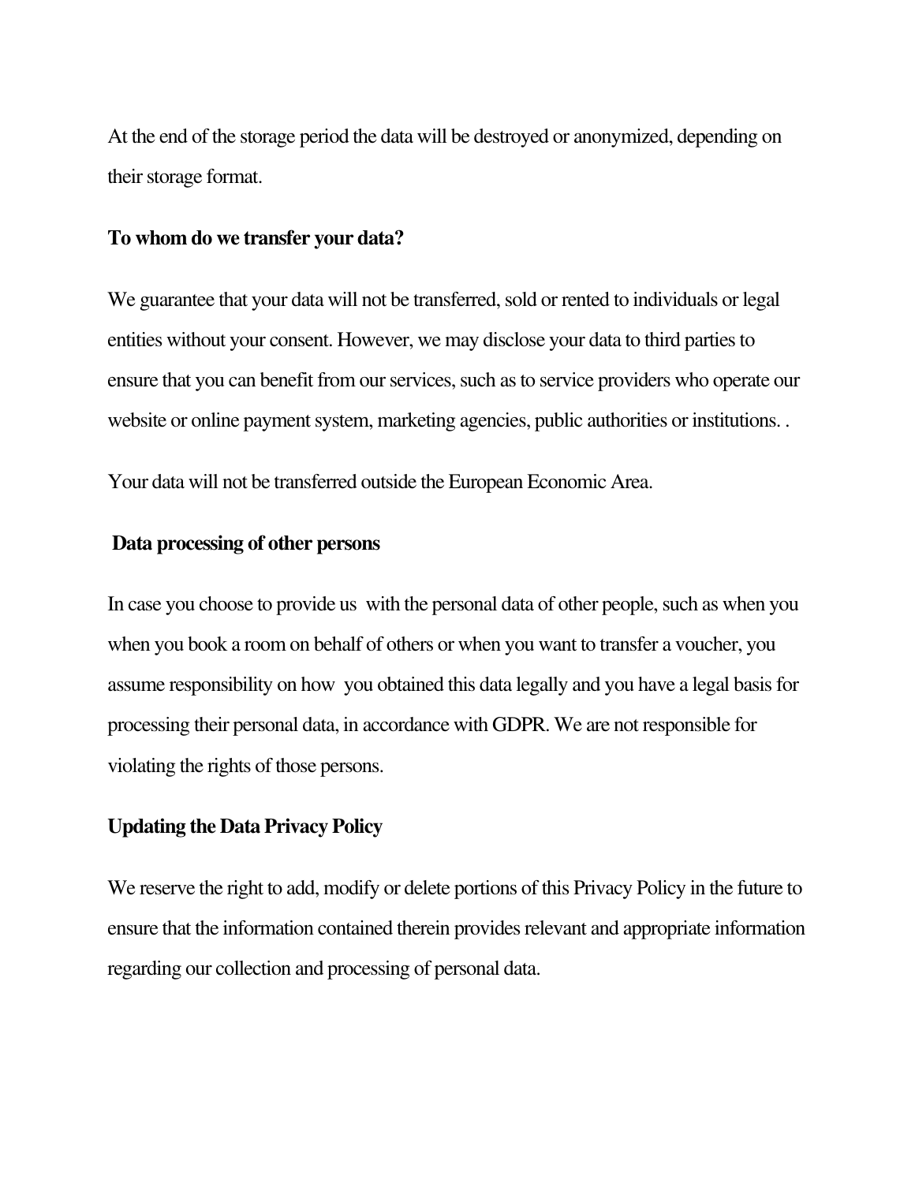At the end of the storage period the data will be destroyed or anonymized, depending on their storage format.

**To whom do we transfer your data?**

We guarantee that your data will not be transferred, sold or rented to individuals or legal entities without your consent. However, we may disclose your data to third parties to ensure that you can benefit from our services, such as to service providers who operate our website or online payment system, marketing agencies, public authorities or institutions. .

Your data will not be transferred outside the European Economic Area.

**Data processing of other persons**

In case you choose to provide us with the personal data of other people, such as when you when you book a room on behalf of others or when you want to transfer a voucher, you assume responsibility on how you obtained this data legally and you have a legal basis for processing their personal data, in accordance with GDPR. We are not responsible for violating the rights of those persons.

**Updating the Data Privacy Policy**

We reserve the right to add, modify or delete portions of this Privacy Policy in the future to ensure that the information contained therein provides relevant and appropriate information regarding our collection and processing of personal data.